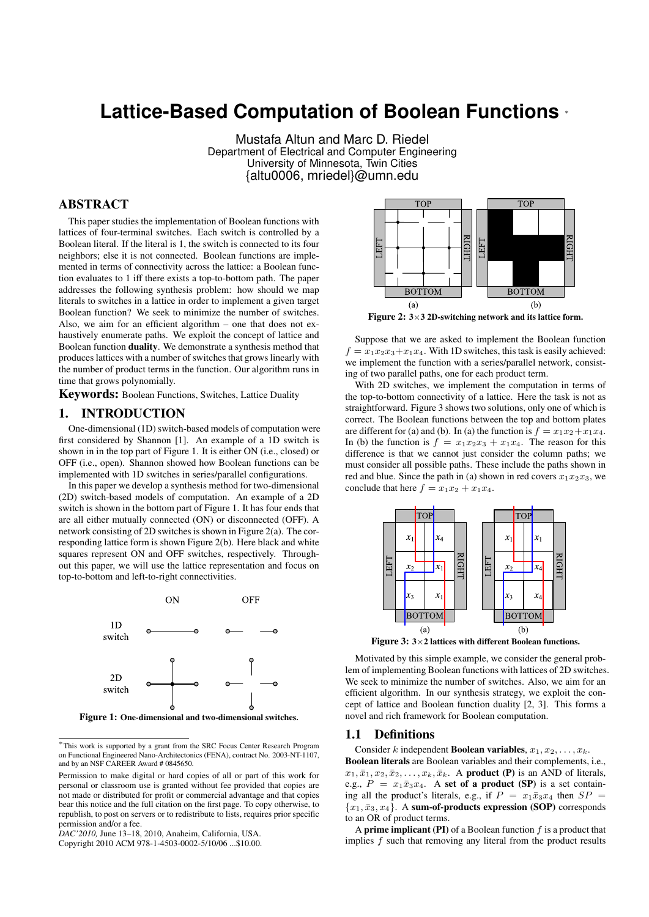# Lattice-Based Computation of Boolean Functions *

Mustafa Altun and Marc D. Riedel
Department of Electrical and Computer Engineering
University of Minnesota, Twin Cities
{altu0006, mriedel}@umn.edu

## ABSTRACT

This paper studies the implementation of Boolean functions with lattices of four-terminal switches. Each switch is controlled by a Boolean literal. If the literal is 1, the switch is connected to its four neighbors; else it is not connected. Boolean functions are implemented in terms of connectivity across the lattice: a Boolean function evaluates to 1 iff there exists a top-to-bottom path. The paper addresses the following synthesis problem: how should we map literals to switches in a lattice in order to implement a given target Boolean function? We seek to minimize the number of switches. Also, we aim for an efficient algorithm – one that does not exhaustively enumerate paths. We exploit the concept of lattice and Boolean function **duality**. We demonstrate a synthesis method that produces lattices with a number of switches that grows linearly with the number of product terms in the function. Our algorithm runs in time that grows polynomially.

**Keywords:** Boolean Functions, Switches, Lattice Duality

## 1. INTRODUCTION

One-dimensional (1D) switch-based models of computation were first considered by Shannon [1]. An example of a 1D switch is shown in in the top part of Figure 1. It is either ON (i.e., closed) or OFF (i.e., open). Shannon showed how Boolean functions can be implemented with 1D switches in series/parallel configurations.

In this paper we develop a synthesis method for two-dimensional (2D) switch-based models of computation. An example of a 2D switch is shown in the bottom part of Figure 1. It has four ends that are all either mutually connected (ON) or disconnected (OFF). A network consisting of 2D switches is shown in Figure 2(a). The corresponding lattice form is shown Figure 2(b). Here black and white squares represent ON and OFF switches, respectively. Throughout this paper, we will use the lattice representation and focus on top-to-bottom and left-to-right connectivities.

**Figure 1: One-dimensional and two-dimensional switches.**

**Figure 2: 3×3 2D-switching network and its lattice form.**

Suppose that we are asked to implement the Boolean function $f = x_1x_2x_3 + x_1x_4$. With 1D switches, this task is easily achieved: we implement the function with a series/parallel network, consisting of two parallel paths, one for each product term.

With 2D switches, we implement the computation in terms of the top-to-bottom connectivity of a lattice. Here the task is not as straightforward. Figure 3 shows two solutions, only one of which is correct. The Boolean functions between the top and bottom plates are different for (a) and (b). In (a) the function is $f = x_1x_2 + x_1x_4$. In (b) the function is $f = x_1x_2x_3 + x_1x_4$. The reason for this difference is that we cannot just consider the column paths; we must consider all possible paths. These include the paths shown in red and blue. Since the path in (a) shown in red covers $x_1x_2x_3$, we conclude that here $f = x_1x_2 + x_1x_4$.

**Figure 3: 3×2 lattices with different Boolean functions.**

Motivated by this simple example, we consider the general problem of implementing Boolean functions with lattices of 2D switches. We seek to minimize the number of switches. Also, we aim for an efficient algorithm. In our synthesis strategy, we exploit the concept of lattice and Boolean function duality [2, 3]. This forms a novel and rich framework for Boolean computation.

### 1.1 Definitions

Consider $k$ independent **Boolean variables**, $x_1, x_2, \ldots, x_k$. **Boolean literals** are Boolean variables and their complements, i.e., $x_1, \bar{x}_1, x_2, \bar{x}_2, \ldots, x_k, \bar{x}_k$. A **product (P)** is an AND of literals, e.g., $P = x_1\bar{x}_3x_4$. A **set of a product (SP)** is a set containing all the product's literals, e.g., if $P = x_1\bar{x}_3x_4$ then $SP = \{x_1, \bar{x}_3, x_4\}$. A **sum-of-products expression (SOP)** corresponds to an OR of product terms.

A **prime implicant (PI)** of a Boolean function $f$ is a product that implies $f$ such that removing any literal from the product results

---

*This work is supported by a grant from the SRC Focus Center Research Program on Functional Engineered Nano-Architectonics (FENA), contract No. 2003-NT-1107, and by an NSF CAREER Award # 0845650.

Permission to make digital or hard copies of all or part of this work for personal or classroom use is granted without fee provided that copies are not made or distributed for profit or commercial advantage and that copies bear this notice and the full citation on the first page. To copy otherwise, to republish, to post on servers or to redistribute to lists, requires prior specific permission and/or a fee.
*DAC'2010,* June 13–18, 2010, Anaheim, California, USA.
Copyright 2010 ACM 978-1-4503-0002-5/10/06 ...$10.00.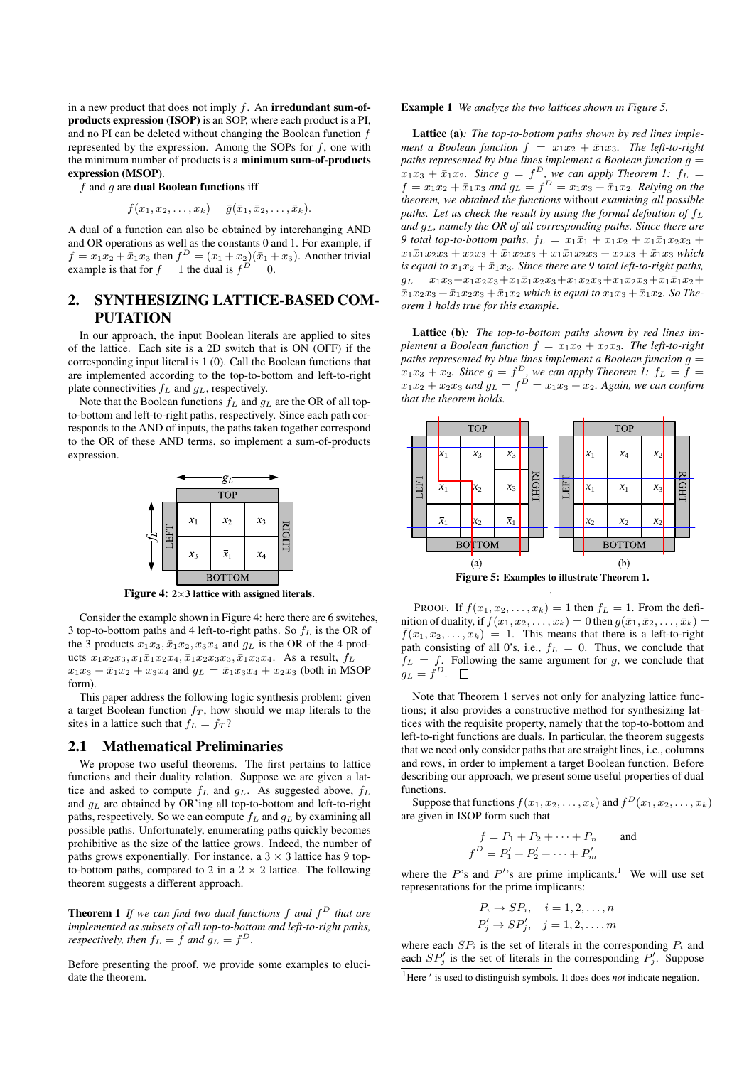in a new product that does not imply $f$. An **irredundant sum-of-products expression (ISOP)** is an SOP, where each product is a PI, and no PI can be deleted without changing the Boolean function $f$ represented by the expression. Among the SOPs for $f$, one with the minimum number of products is a **minimum sum-of-products expression (MSOP)**.

$f$ and $g$ are **dual Boolean functions** iff

$$f(x_1, x_2, \ldots, x_k) = \bar{g}(\bar{x}_1, \bar{x}_2, \ldots, \bar{x}_k).$$

A dual of a function can also be obtained by interchanging AND and OR operations as well as the constants 0 and 1. For example, if $f = x_1x_2 + \bar{x}_1x_3$ then $f^D = (x_1 + x_2)(\bar{x}_1 + x_3)$. Another trivial example is that for $f = 1$ the dual is $f^D = 0$.

## 2. SYNTHESIZING LATTICE-BASED COMPUTATION

In our approach, the input Boolean literals are applied to sites of the lattice. Each site is a 2D switch that is ON (OFF) if the corresponding input literal is 1 (0). Call the Boolean functions that are implemented according to the top-to-bottom and left-to-right plate connectivities $f_L$ and $g_L$, respectively.

Note that the Boolean functions $f_L$ and $g_L$ are the OR of all top-to-bottom and left-to-right paths, respectively. Since each path corresponds to the AND of inputs, the paths taken together correspond to the OR of these AND terms, so implement a sum-of-products expression.

Figure 4: 2×3 lattice with assigned literals.

Consider the example shown in Figure 4: here there are 6 switches, 3 top-to-bottom paths and 4 left-to-right paths. So $f_L$ is the OR of the 3 products $x_1x_3, \bar{x}_1x_2, x_3x_4$ and $g_L$ is the OR of the 4 products $x_1x_2x_3, x_1\bar{x}_1x_2x_4, \bar{x}_1x_2x_3x_3, \bar{x}_1x_3x_4$. As a result, $f_L = x_1x_3 + \bar{x}_1x_2 + x_3x_4$ and $g_L = \bar{x}_1x_3x_4 + x_2x_3$ (both in MSOP form).

This paper address the following logic synthesis problem: given a target Boolean function $f_T$, how should we map literals to the sites in a lattice such that $f_L = f_T$?

### 2.1 Mathematical Preliminaries

We propose two useful theorems. The first pertains to lattice functions and their duality relation. Suppose we are given a lattice and asked to compute $f_L$ and $g_L$. As suggested above, $f_L$ and $g_L$ are obtained by OR'ing all top-to-bottom and left-to-right paths, respectively. So we can compute $f_L$ and $g_L$ by examining all possible paths. Unfortunately, enumerating paths quickly becomes prohibitive as the size of the lattice grows. Indeed, the number of paths grows exponentially. For instance, a $3 \times 3$ lattice has 9 top-to-bottom paths, compared to 2 in a $2 \times 2$ lattice. The following theorem suggests a different approach.

**Theorem 1** *If we can find two dual functions $f$ and $f^D$ that are implemented as subsets of all top-to-bottom and left-to-right paths, respectively, then $f_L = f$ and $g_L = f^D$.*

Before presenting the proof, we provide some examples to elucidate the theorem.

**Example 1** *We analyze the two lattices shown in Figure 5.*

**Lattice (a)***: The top-to-bottom paths shown by red lines implement a Boolean function $f = x_1x_2 + \bar{x}_1x_3$. The left-to-right paths represented by blue lines implement a Boolean function $g = x_1x_3 + \bar{x}_1x_2$. Since $g = f^D$, we can apply Theorem 1: $f_L = f = x_1x_2 + \bar{x}_1x_3$ and $g_L = f^D = x_1x_3 + \bar{x}_1x_2$. Relying on the theorem, we obtained the functions* without *examining all possible paths. Let us check the result by using the formal definition of $f_L$ and $g_L$, namely the OR of all corresponding paths. Since there are 9 total top-to-bottom paths, $f_L = x_1\bar{x}_1 + x_1x_2 + x_1\bar{x}_1x_2x_3 + x_1\bar{x}_1x_2x_3 + x_2x_3 + \bar{x}_1x_2x_3 + x_1\bar{x}_1x_2x_3 + x_2x_3 + \bar{x}_1x_3$ which is equal to $x_1x_2 + \bar{x}_1x_3$. Since there are 9 total left-to-right paths, $g_L = x_1x_3 + x_1x_2x_3 + x_1\bar{x}_1x_2x_3 + x_1x_2x_3 + x_1x_2x_3 + x_1\bar{x}_1x_2 + \bar{x}_1x_2x_3 + \bar{x}_1x_2x_3 + \bar{x}_1x_2$ which is equal to $x_1x_3 + \bar{x}_1x_2$. So Theorem 1 holds true for this example.*

**Lattice (b)***: The top-to-bottom paths shown by red lines implement a Boolean function $f = x_1x_2 + x_2x_3$. The left-to-right paths represented by blue lines implement a Boolean function $g = x_1x_3 + x_2$. Since $g = f^D$, we can apply Theorem 1: $f_L = f = x_1x_2 + x_2x_3$ and $g_L = f^D = x_1x_3 + x_2$. Again, we can confirm that the theorem holds.*

Figure 5: Examples to illustrate Theorem 1.

PROOF. If $f(x_1, x_2, \ldots, x_k) = 1$ then $f_L = 1$. From the definition of duality, if $f(x_1, x_2, \ldots, x_k) = 0$ then $g(\bar{x}_1, \bar{x}_2, \ldots, \bar{x}_k) = \bar{f}(x_1, x_2, \ldots, x_k) = 1$. This means that there is a left-to-right path consisting of all 0's, i.e., $f_L = 0$. Thus, we conclude that $f_L = f$. Following the same argument for $g$, we conclude that $g_L = f^D$. □

Note that Theorem 1 serves not only for analyzing lattice functions; it also provides a constructive method for synthesizing lattices with the requisite property, namely that the top-to-bottom and left-to-right functions are duals. In particular, the theorem suggests that we need only consider paths that are straight lines, i.e., columns and rows, in order to implement a target Boolean function. Before describing our approach, we present some useful properties of dual functions.

Suppose that functions $f(x_1, x_2, \ldots, x_k)$ and $f^D(x_1, x_2, \ldots, x_k)$ are given in ISOP form such that

$$f = P_1 + P_2 + \cdots + P_n \qquad \text{and}$$
$$f^D = P'_1 + P'_2 + \cdots + P'_m$$

where the $P$'s and $P'$'s are prime implicants.[1] We will use set representations for the prime implicants:

$$P_i \to SP_i, \quad i = 1, 2, \ldots, n$$
$$P'_j \to SP'_j, \quad j = 1, 2, \ldots, m$$

where each $SP_i$ is the set of literals in the corresponding $P_i$ and each $SP'_j$ is the set of literals in the corresponding $P'_j$. Suppose

[1] Here $'$ is used to distinguish symbols. It does does *not* indicate negation.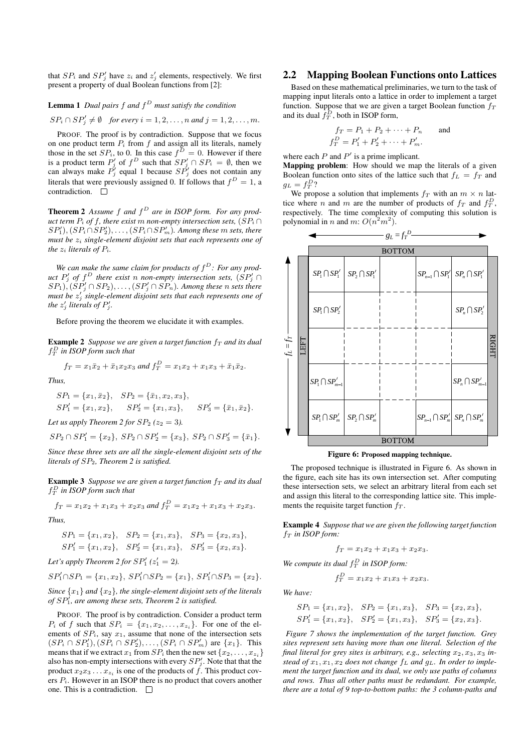that $SP_i$ and $SP'_j$ have $z_i$ and $z'_j$ elements, respectively. We first present a property of dual Boolean functions from [2]:

**Lemma 1** *Dual pairs $f$ and $f^D$ must satisfy the condition*

$$SP_i \cap SP'_j \neq \emptyset \quad \text{for every } i = 1, 2, \ldots, n \text{ and } j = 1, 2, \ldots, m.$$

PROOF. The proof is by contradiction. Suppose that we focus on one product term $P_i$ from $f$ and assign all its literals, namely those in the set $SP_i$, to 0. In this case $f^D = 0$. However if there is a product term $P'_j$ of $f^D$ such that $SP'_j \cap SP_i = \emptyset$, then we can always make $P'_j$ equal 1 because $SP'_j$ does not contain any literals that were previously assigned 0. If follows that $f^D = 1$, a contradiction. □

**Theorem 2** *Assume $f$ and $f^D$ are in ISOP form. For any product term $P_i$ of $f$, there exist $m$ non-empty intersection sets, $(SP_i \cap SP'_1), (SP_i \cap SP'_2), \ldots, (SP_i \cap SP'_m)$. Among these $m$ sets, there must be $z_i$ single-element disjoint sets that each represents one of the $z_i$ literals of $P_i$.*

*We can make the same claim for products of $f^D$: For any product $P'_j$ of $f^D$ there exist $n$ non-empty intersection sets, $(SP'_j \cap SP_1), (SP'_j \cap SP_2), \ldots, (SP'_j \cap SP_n)$. Among these $n$ sets there must be $z'_j$ single-element disjoint sets that each represents one of the $z'_j$ literals of $P'_j$.*

Before proving the theorem we elucidate it with examples.

**Example 2** *Suppose we are given a target function $f_T$ and its dual $f_T^D$ in ISOP form such that*

$$f_T = x_1\bar{x}_2 + \bar{x}_1 x_2 x_3 \text{ and } f_T^D = x_1 x_2 + x_1 x_3 + \bar{x}_1 \bar{x}_2.$$

*Thus,*

$$SP_1 = \{x_1, \bar{x}_2\}, \quad SP_2 = \{\bar{x}_1, x_2, x_3\},$$
$$SP'_1 = \{x_1, x_2\}, \quad SP'_2 = \{x_1, x_3\}, \quad SP'_3 = \{\bar{x}_1, \bar{x}_2\}.$$

*Let us apply Theorem 2 for $SP_2$ ($z_2 = 3$).*

$$SP_2 \cap SP'_1 = \{x_2\}, \; SP_2 \cap SP'_2 = \{x_3\}, \; SP_2 \cap SP'_3 = \{\bar{x}_1\}.$$

*Since these three sets are all the single-element disjoint sets of the literals of $SP_2$, Theorem 2 is satisfied.*

**Example 3** *Suppose we are given a target function $f_T$ and its dual $f_T^D$ in ISOP form such that*

$$f_T = x_1 x_2 + x_1 x_3 + x_2 x_3 \text{ and } f_T^D = x_1 x_2 + x_1 x_3 + x_2 x_3.$$

*Thus,*

$$SP_1 = \{x_1, x_2\}, \quad SP_2 = \{x_1, x_3\}, \quad SP_3 = \{x_2, x_3\},$$
$$SP'_1 = \{x_1, x_2\}, \quad SP'_2 = \{x_1, x_3\}, \quad SP'_3 = \{x_2, x_3\}.$$

*Let's apply Theorem 2 for $SP'_1$ ($z'_1 = 2$).*

$$SP'_1 \cap SP_1 = \{x_1, x_2\}, \; SP'_1 \cap SP_2 = \{x_1\}, \; SP'_1 \cap SP_3 = \{x_2\}.$$

*Since $\{x_1\}$ and $\{x_2\}$, the single-element disjoint sets of the literals of $SP'_1$, are among these sets, Theorem 2 is satisfied.*

PROOF. The proof is by contradiction. Consider a product term $P_i$ of $f$ such that $SP_i = \{x_1, x_2, \ldots, x_{z_i}\}$. For one of the elements of $SP_i$, say $x_1$, assume that none of the intersection sets $(SP_i \cap SP'_1), (SP_i \cap SP'_2), \ldots, (SP_i \cap SP'_m)$ are $\{x_1\}$. This means that if we extract $x_1$ from $SP_i$ then the new set $\{x_2, \ldots, x_{z_i}\}$ also has non-empty intersections with every $SP'_j$. Note that that the product $x_2 x_3 \ldots x_{z_i}$ is one of the products of $f$. This product covers $P_i$. However in an ISOP there is no product that covers another one. This is a contradiction. □

## 2.2 Mapping Boolean Functions onto Lattices

Based on these mathematical preliminaries, we turn to the task of mapping input literals onto a lattice in order to implement a target function. Suppose that we are given a target Boolean function $f_T$ and its dual $f_T^D$, both in ISOP form,

$$f_T = P_1 + P_2 + \cdots + P_n \qquad \text{and}$$
$$f_T^D = P'_1 + P'_2 + \cdots + P'_m.$$

where each $P$ and $P'$ is a prime implicant.

**Mapping problem**: How should we map the literals of a given Boolean function onto sites of the lattice such that $f_L = f_T$ and $g_L = f_T^D$?

We propose a solution that implements $f_T$ with an $m \times n$ lattice where $n$ and $m$ are the number of products of $f_T$ and $f_T^D$, respectively. The time complexity of computing this solution is polynomial in $n$ and $m$: $O(n^2 m^2)$.

| | | | | | |
|---|---|---|---|---|---|
| $SP_1 \cap SP'_1$ | $SP_2 \cap SP'_1$ | | $SP_{n-1} \cap SP'_1$ | $SP_n \cap SP'_1$ |
| $SP_1 \cap SP'_2$ | | | | $SP_n \cap SP'_2$ |
| | | | | |
| $SP_1 \cap SP'_{m-1}$ | | | | $SP_n \cap SP'_{m-1}$ |
| $SP_1 \cap SP'_m$ | $SP_2 \cap SP'_m$ | | $SP_{n-1} \cap SP'_m$ | $SP_n \cap SP'_m$ |

(Top and bottom edges: BOTTOM; left edge: LEFT; right edge: RIGHT; $g_L = f_T^D$ horizontally; $f_L = f_T$ vertically.)

**Figure 6: Proposed mapping technique.**

The proposed technique is illustrated in Figure 6. As shown in the figure, each site has its own intersection set. After computing these intersection sets, we select an arbitrary literal from each set and assign this literal to the corresponding lattice site. This implements the requisite target function $f_T$.

**Example 4** *Suppose that we are given the following target function $f_T$ in ISOP form:*

$$f_T = x_1 x_2 + x_1 x_3 + x_2 x_3.$$

*We compute its dual $f_T^D$ in ISOP form:*

$$f_T^D = x_1 x_2 + x_1 x_3 + x_2 x_3.$$

*We have:*

$$SP_1 = \{x_1, x_2\}, \quad SP_2 = \{x_1, x_3\}, \quad SP_3 = \{x_2, x_3\},$$
$$SP'_1 = \{x_1, x_2\}, \quad SP'_2 = \{x_1, x_3\}, \quad SP'_3 = \{x_2, x_3\}.$$

*Figure 7 shows the implementation of the target function. Grey sites represent sets having more than one literal. Selection of the final literal for grey sites is arbitrary, e.g., selecting $x_2, x_3, x_3$ instead of $x_1, x_1, x_2$ does not change $f_L$ and $g_L$. In order to implement the target function and its dual, we only use paths of columns and rows. Thus all other paths must be redundant. For example, there are a total of 9 top-to-bottom paths: the 3 column-paths and*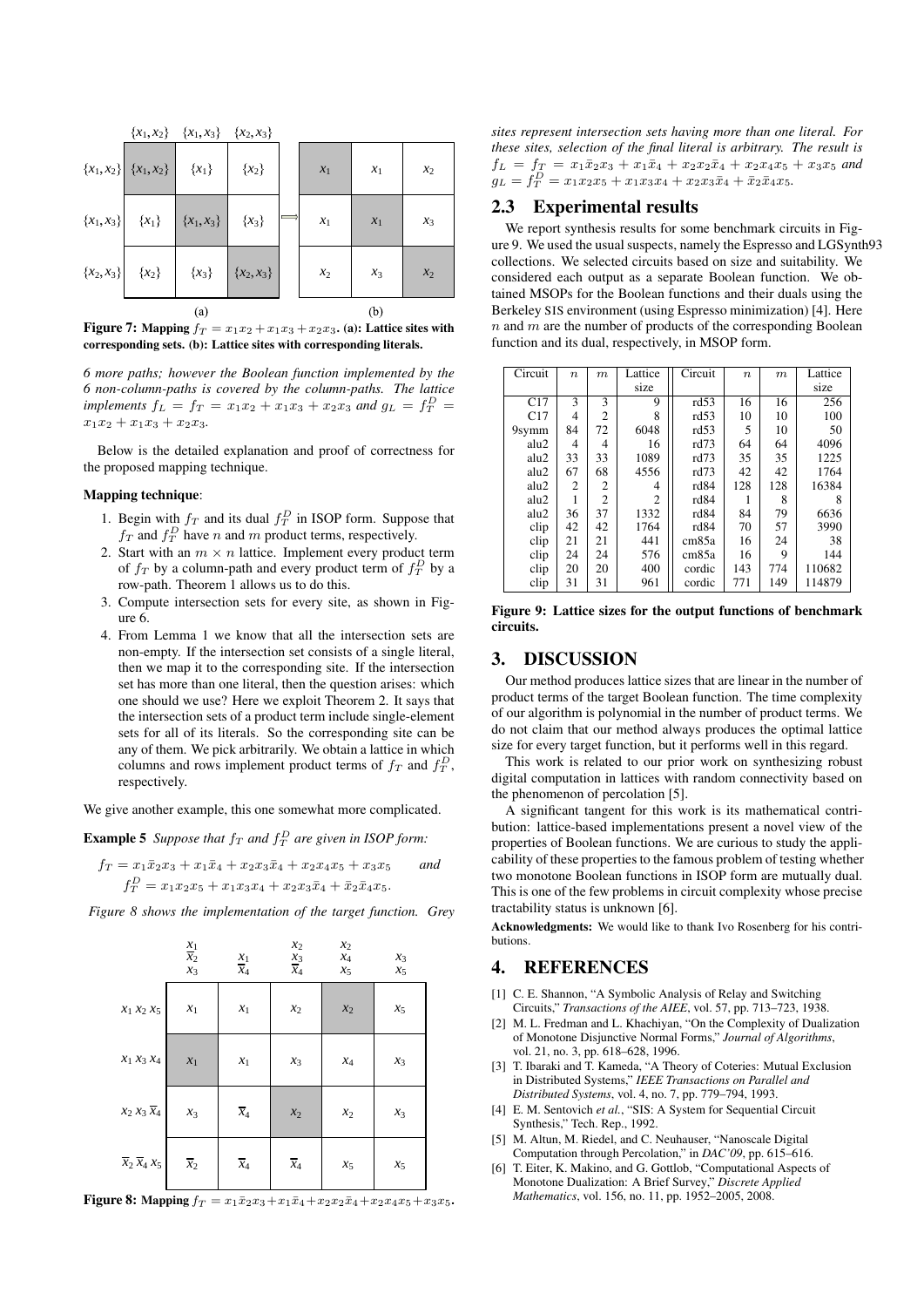| | $\{x_1, x_2\}$ | $\{x_1, x_3\}$ | $\{x_2, x_3\}$ |
|---|---|---|---|
| $\{x_1, x_2\}$ | $\{x_1, x_2\}$ | $\{x_1\}$ | $\{x_2\}$ |
| $\{x_1, x_3\}$ | $\{x_1\}$ | $\{x_1, x_3\}$ | $\{x_3\}$ |
| $\{x_2, x_3\}$ | $\{x_2\}$ | $\{x_3\}$ | $\{x_2, x_3\}$ |

(a)

| | | |
|---|---|---|
| $x_1$ | $x_1$ | $x_2$ |
| $x_1$ | $x_1$ | $x_3$ |
| $x_2$ | $x_3$ | $x_2$ |

(b)

**Figure 7: Mapping $f_T = x_1x_2 + x_1x_3 + x_2x_3$. (a): Lattice sites with corresponding sets. (b): Lattice sites with corresponding literals.**

*6 more paths; however the Boolean function implemented by the 6 non-column-paths is covered by the column-paths. The lattice implements $f_L = f_T = x_1x_2 + x_1x_3 + x_2x_3$ and $g_L = f_T^D = x_1x_2 + x_1x_3 + x_2x_3$.*

Below is the detailed explanation and proof of correctness for the proposed mapping technique.

**Mapping technique**:

1. Begin with $f_T$ and its dual $f_T^D$ in ISOP form. Suppose that $f_T$ and $f_T^D$ have $n$ and $m$ product terms, respectively.
2. Start with an $m \times n$ lattice. Implement every product term of $f_T$ by a column-path and every product term of $f_T^D$ by a row-path. Theorem 1 allows us to do this.
3. Compute intersection sets for every site, as shown in Figure 6.
4. From Lemma 1 we know that all the intersection sets are non-empty. If the intersection set consists of a single literal, then we map it to the corresponding site. If the intersection set has more than one literal, then the question arises: which one should we use? Here we exploit Theorem 2. It says that the intersection sets of a product term include single-element sets for all of its literals. So the corresponding site can be any of them. We pick arbitrarily. We obtain a lattice in which columns and rows implement product terms of $f_T$ and $f_T^D$, respectively.

We give another example, this one somewhat more complicated.

**Example 5** *Suppose that $f_T$ and $f_T^D$ are given in ISOP form:*

$$f_T = x_1\bar{x}_2x_3 + x_1\bar{x}_4 + x_2x_3\bar{x}_4 + x_2x_4x_5 + x_3x_5 \quad \text{and}$$
$$f_T^D = x_1x_2x_5 + x_1x_3x_4 + x_2x_3\bar{x}_4 + \bar{x}_2\bar{x}_4x_5.$$

*Figure 8 shows the implementation of the target function. Grey sites represent intersection sets having more than one literal. For these sites, selection of the final literal is arbitrary. The result is $f_L = f_T = x_1\bar{x}_2x_3 + x_1\bar{x}_4 + x_2x_3\bar{x}_4 + x_2x_4x_5 + x_3x_5$ and $g_L = f_T^D = x_1x_2x_5 + x_1x_3x_4 + x_2x_3\bar{x}_4 + \bar{x}_2\bar{x}_4x_5$.*

| | $x_1\,\bar{x}_2\,x_3$ | $x_1\,\bar{x}_4$ | $x_2\,x_3\,\bar{x}_4$ | $x_2\,x_4\,x_5$ | $x_3\,x_5$ |
|---|---|---|---|---|---|
| $x_1\,x_2\,x_5$ | $x_1$ | $x_1$ | $x_2$ | $x_2$ | $x_5$ |
| $x_1\,x_3\,x_4$ | $x_1$ | $x_1$ | $x_3$ | $x_4$ | $x_3$ |
| $x_2\,x_3\,\bar{x}_4$ | $x_3$ | $\bar{x}_4$ | $x_2$ | $x_2$ | $x_3$ |
| $\bar{x}_2\,\bar{x}_4\,x_5$ | $\bar{x}_2$ | $\bar{x}_4$ | $\bar{x}_4$ | $x_5$ | $x_5$ |

**Figure 8: Mapping $f_T = x_1\bar{x}_2x_3 + x_1\bar{x}_4 + x_2x_3\bar{x}_4 + x_2x_4x_5 + x_3x_5$.**

## 2.3 Experimental results

We report synthesis results for some benchmark circuits in Figure 9. We used the usual suspects, namely the Espresso and LGSynth93 collections. We selected circuits based on size and suitability. We considered each output as a separate Boolean function. We obtained MSOPs for the Boolean functions and their duals using the Berkeley SIS environment (using Espresso minimization) [4]. Here $n$ and $m$ are the number of products of the corresponding Boolean function and its dual, respectively, in MSOP form.

| Circuit | $n$ | $m$ | Lattice size | Circuit | $n$ | $m$ | Lattice size |
|---|---|---|---|---|---|---|---|
| C17 | 3 | 3 | 9 | rd53 | 16 | 16 | 256 |
| C17 | 4 | 2 | 8 | rd53 | 10 | 10 | 100 |
| 9symm | 84 | 72 | 6048 | rd53 | 5 | 10 | 50 |
| alu2 | 4 | 4 | 16 | rd73 | 64 | 64 | 4096 |
| alu2 | 33 | 33 | 1089 | rd73 | 35 | 35 | 1225 |
| alu2 | 67 | 68 | 4556 | rd73 | 42 | 42 | 1764 |
| alu2 | 2 | 2 | 4 | rd84 | 128 | 128 | 16384 |
| alu2 | 1 | 2 | 2 | rd84 | 1 | 8 | 8 |
| alu2 | 36 | 37 | 1332 | rd84 | 84 | 79 | 6636 |
| clip | 42 | 42 | 1764 | rd84 | 70 | 57 | 3990 |
| clip | 21 | 21 | 441 | cm85a | 16 | 24 | 38 |
| clip | 24 | 24 | 576 | cm85a | 16 | 9 | 144 |
| clip | 20 | 20 | 400 | cordic | 143 | 774 | 110682 |
| clip | 31 | 31 | 961 | cordic | 771 | 149 | 114879 |

**Figure 9: Lattice sizes for the output functions of benchmark circuits.**

# 3. DISCUSSION

Our method produces lattice sizes that are linear in the number of product terms of the target Boolean function. The time complexity of our algorithm is polynomial in the number of product terms. We do not claim that our method always produces the optimal lattice size for every target function, but it performs well in this regard.

This work is related to our prior work on synthesizing robust digital computation in lattices with random connectivity based on the phenomenon of percolation [5].

A significant tangent for this work is its mathematical contribution: lattice-based implementations present a novel view of the properties of Boolean functions. We are curious to study the applicability of these properties to the famous problem of testing whether two monotone Boolean functions in ISOP form are mutually dual. This is one of the few problems in circuit complexity whose precise tractability status is unknown [6].

**Acknowledgments:** We would like to thank Ivo Rosenberg for his contributions.

# 4. REFERENCES

[1] C. E. Shannon, "A Symbolic Analysis of Relay and Switching Circuits," *Transactions of the AIEE*, vol. 57, pp. 713–723, 1938.

[2] M. L. Fredman and L. Khachiyan, "On the Complexity of Dualization of Monotone Disjunctive Normal Forms," *Journal of Algorithms*, vol. 21, no. 3, pp. 618–628, 1996.

[3] T. Ibaraki and T. Kameda, "A Theory of Coteries: Mutual Exclusion in Distributed Systems," *IEEE Transactions on Parallel and Distributed Systems*, vol. 4, no. 7, pp. 779–794, 1993.

[4] E. M. Sentovich *et al.*, "SIS: A System for Sequential Circuit Synthesis," Tech. Rep., 1992.

[5] M. Altun, M. Riedel, and C. Neuhauser, "Nanoscale Digital Computation through Percolation," in *DAC'09*, pp. 615–616.

[6] T. Eiter, K. Makino, and G. Gottlob, "Computational Aspects of Monotone Dualization: A Brief Survey," *Discrete Applied Mathematics*, vol. 156, no. 11, pp. 1952–2005, 2008.